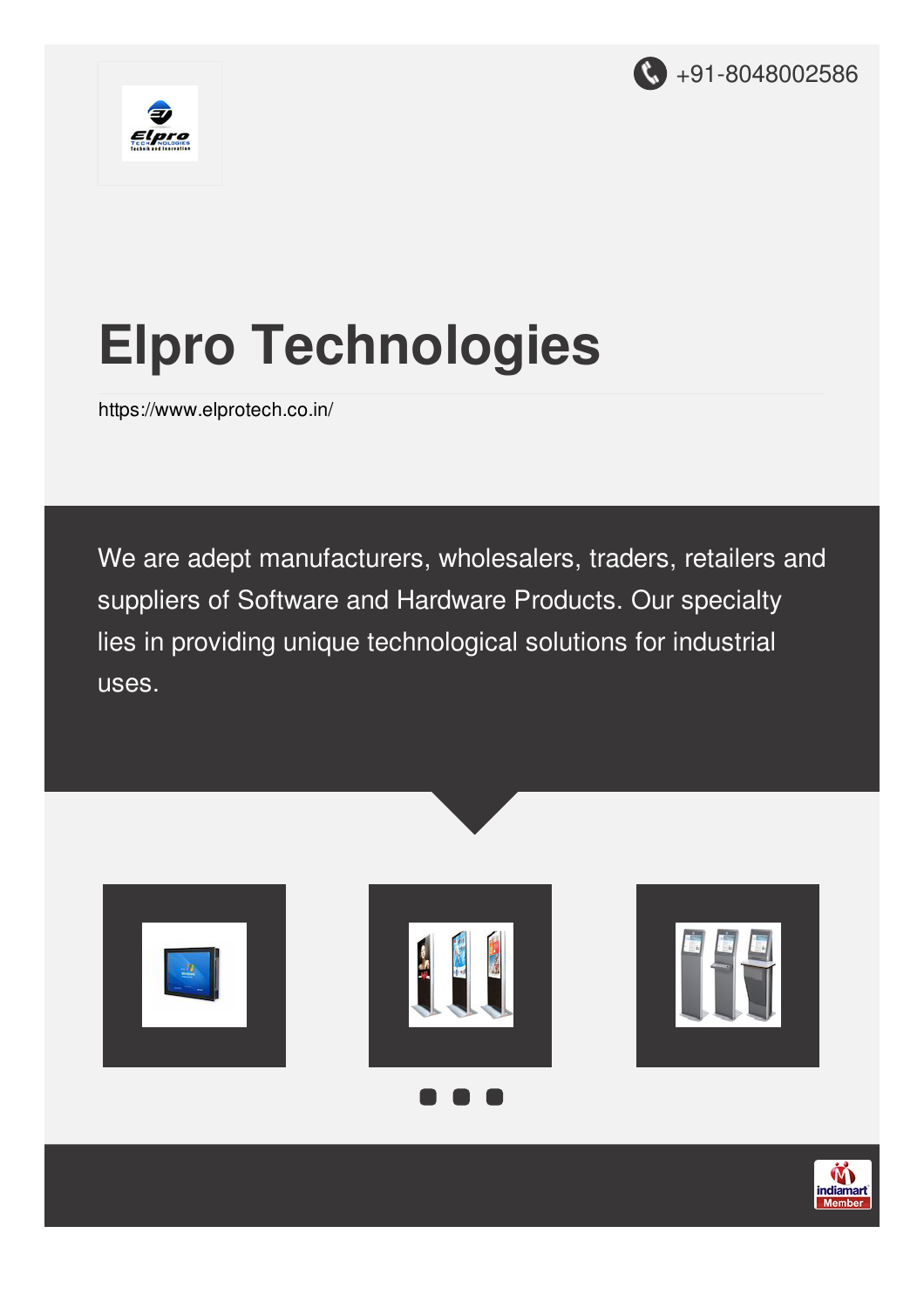+91-8048002586

# Elpro Technologies

https://www.elprotech.co.in/

We are adept manufacturers, wholesalers, traders, retailers and suppliers of Software and Hardware Products. Our specialty lies in providing unique technological solutions for industrial uses.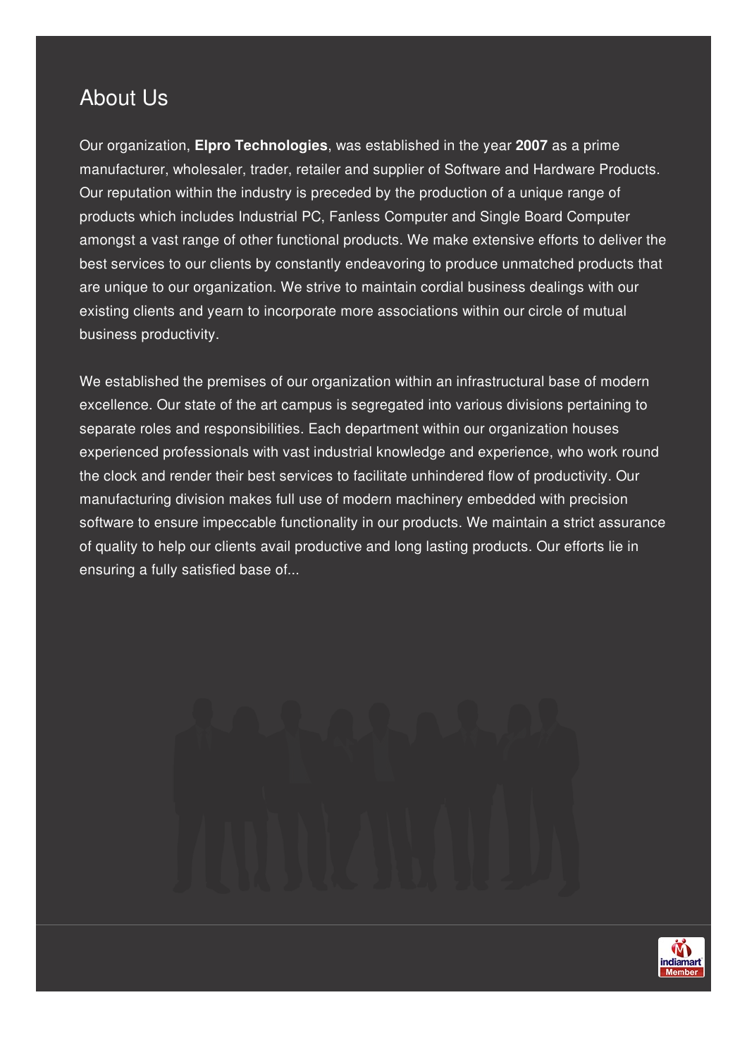# About Us

Our organization, **Elpro Technologies**, was established in the year **2007** as a prime manufacturer, wholesaler, trader, retailer and supplier of Software and Hardware Products. Our reputation within the industry is preceded by the production of a unique range of products which includes Industrial PC, Fanless Computer and Single Board Computer amongst a vast range of other functional products. We make extensive efforts to deliver the best services to our clients by constantly endeavoring to produce unmatched products that are unique to our organization. We strive to maintain cordial business dealings with our existing clients and yearn to incorporate more associations within our circle of mutual business productivity.

We established the premises of our organization within an infrastructural base of modern excellence. Our state of the art campus is segregated into various divisions pertaining to separate roles and responsibilities. Each department within our organization houses experienced professionals with vast industrial knowledge and experience, who work round the clock and render their best services to facilitate unhindered flow of productivity. Our manufacturing division makes full use of modern machinery embedded with precision software to ensure impeccable functionality in our products. We maintain a strict assurance of quality to help our clients avail productive and long lasting products. Our efforts lie in ensuring a fully satisfied base of...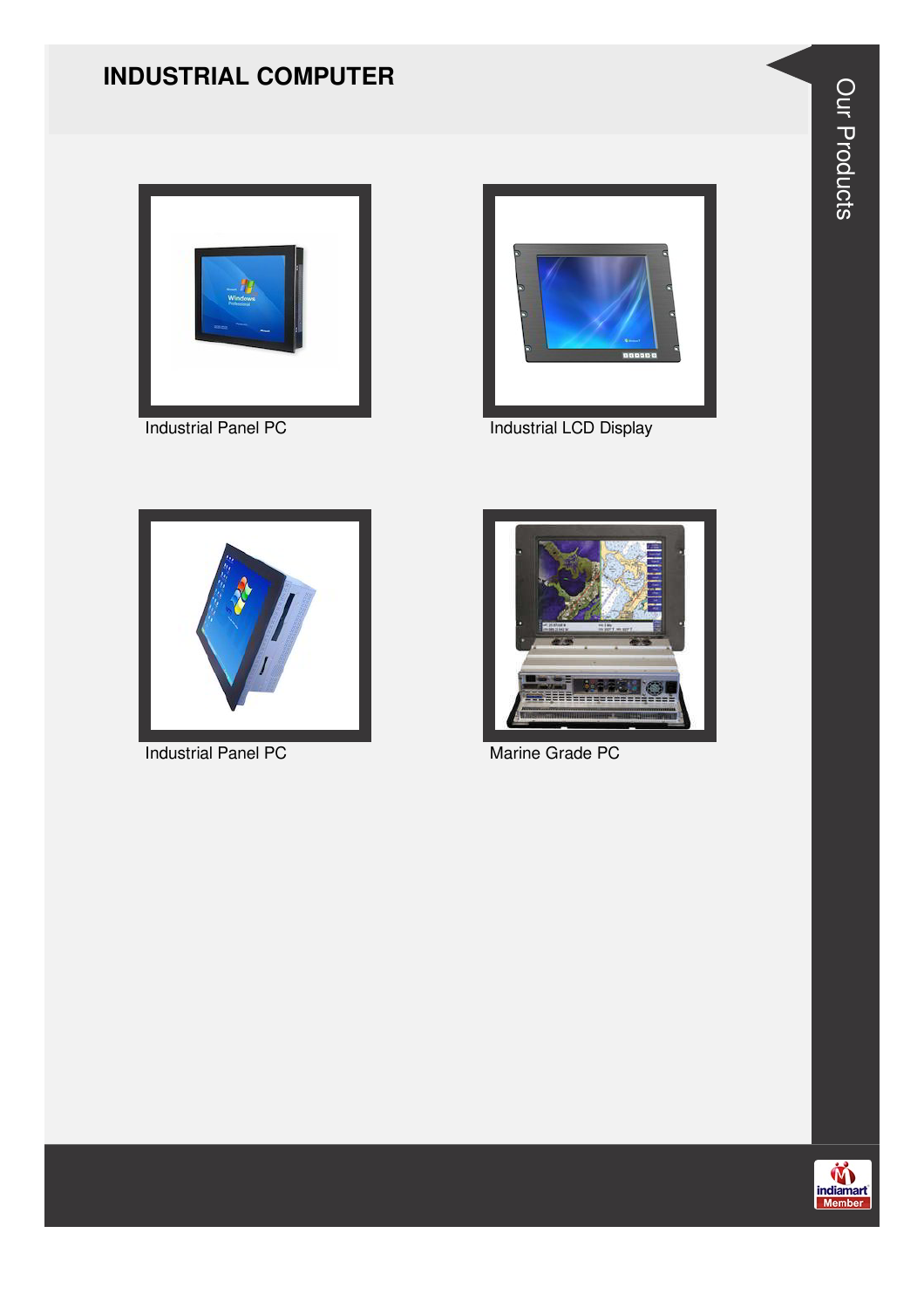## INDUSTRIAL COMPUTER

Industrial Panel PC

Industrial LCD Display

Industrial Panel PC

Marine Grade PC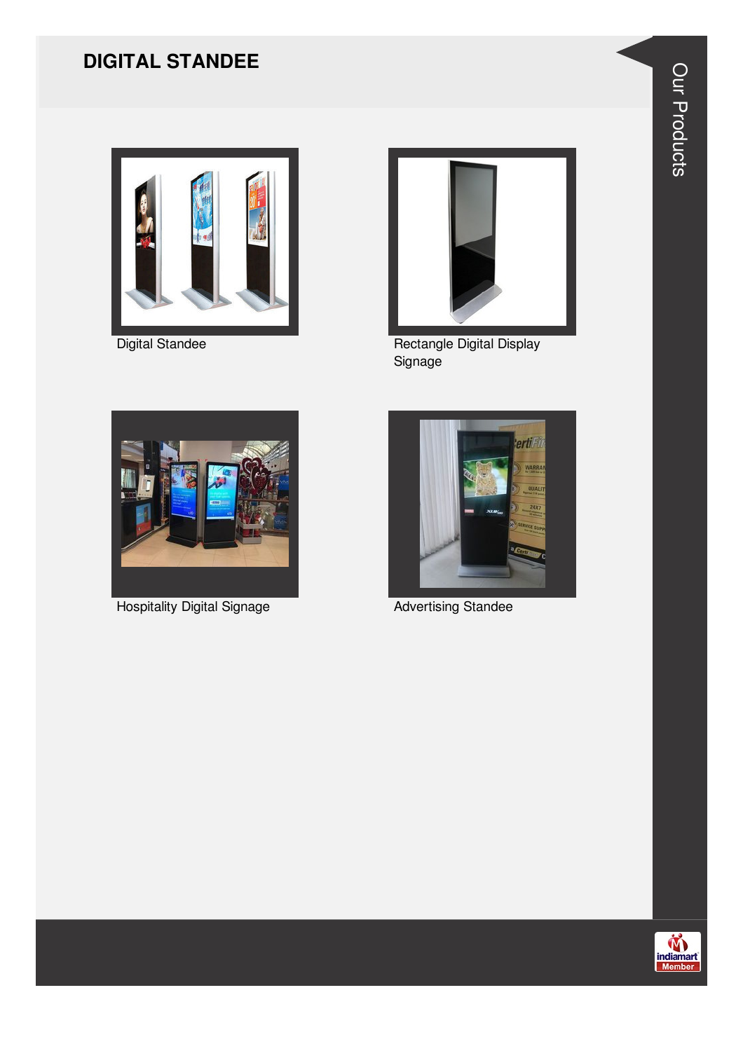# DIGITAL STANDEE

Digital Standee

Rectangle Digital Display Signage

Hospitality Digital Signage

Advertising Standee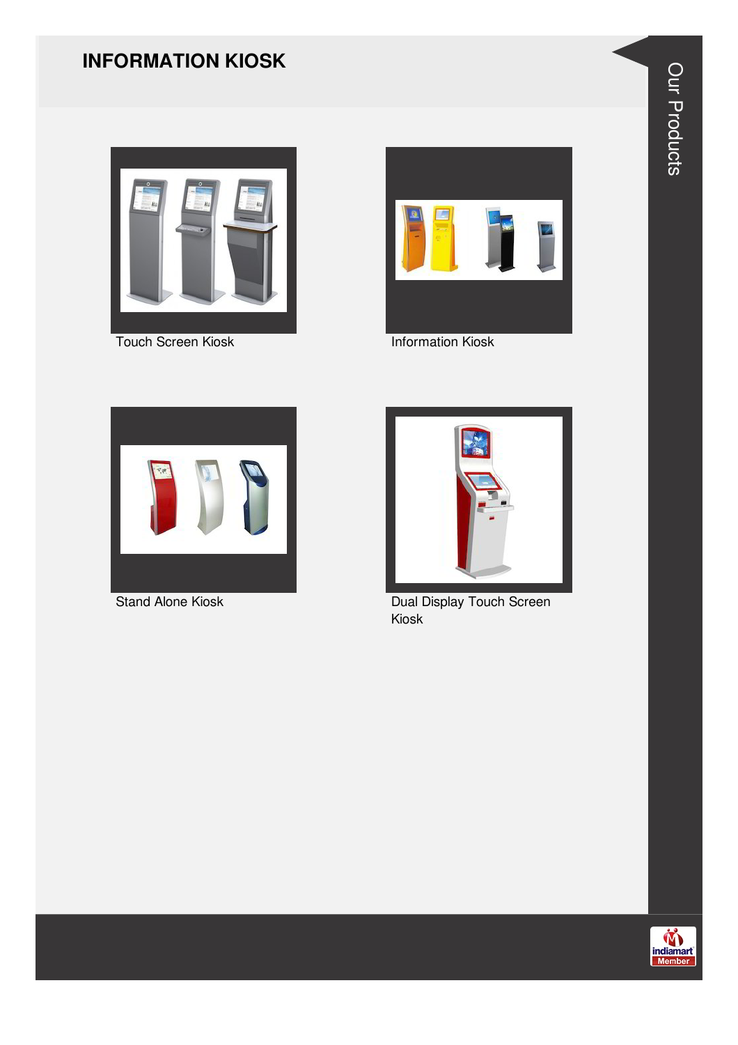# INFORMATION KIOSK

Touch Screen Kiosk

Information Kiosk

Stand Alone Kiosk

Dual Display Touch Screen Kiosk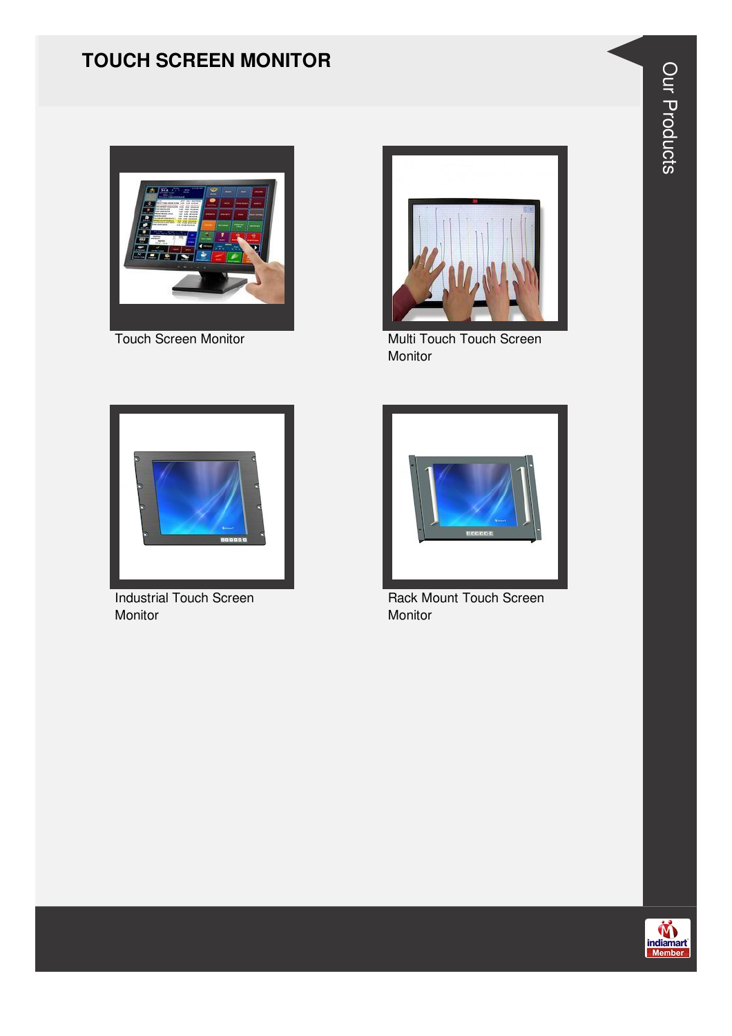# TOUCH SCREEN MONITOR

Touch Screen Monitor

Multi Touch Touch Screen Monitor

Industrial Touch Screen Monitor

Rack Mount Touch Screen Monitor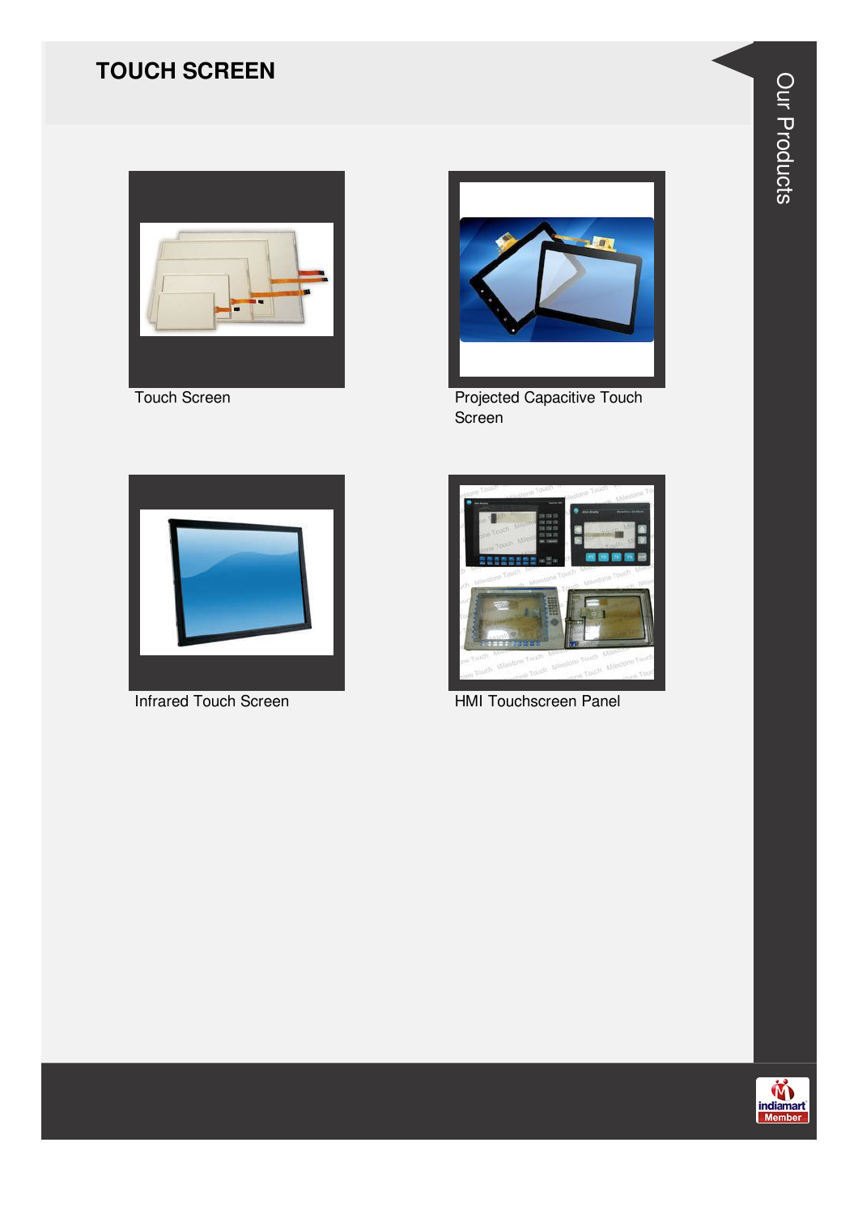## TOUCH SCREEN

Touch Screen

Projected Capacitive Touch Screen

Infrared Touch Screen

HMI Touchscreen Panel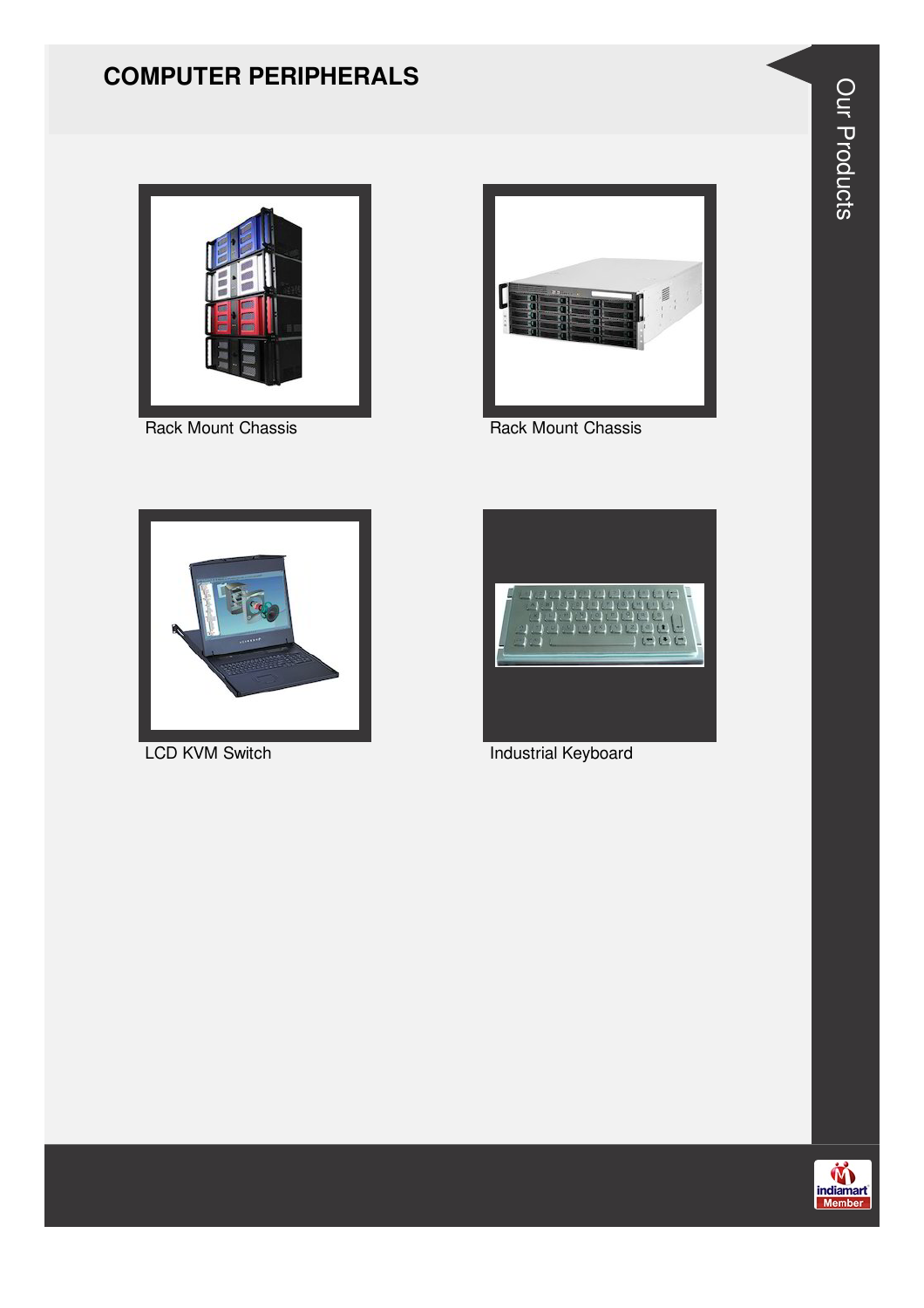# COMPUTER PERIPHERALS

Rack Mount Chassis

Rack Mount Chassis

LCD KVM Switch

Industrial Keyboard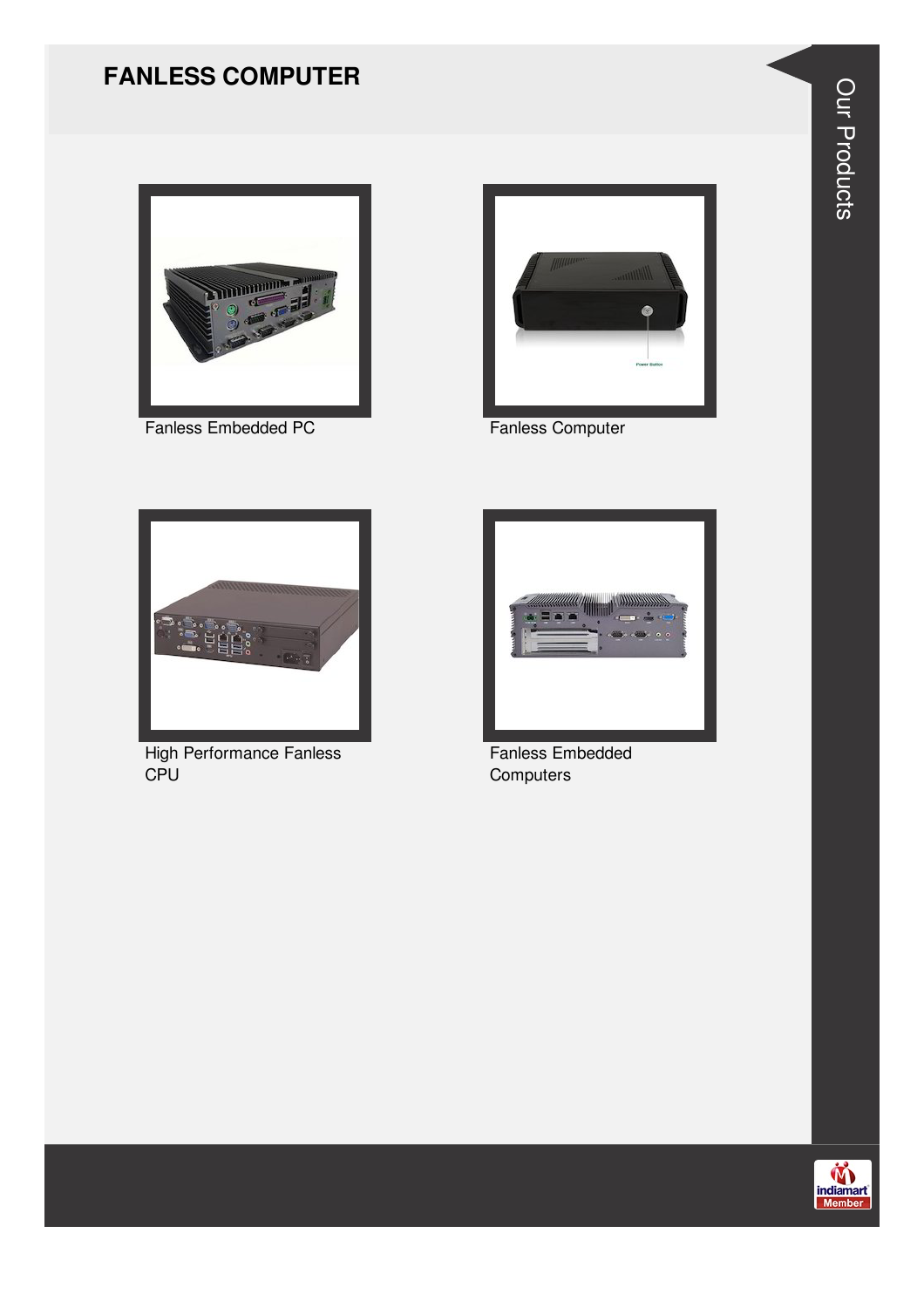# FANLESS COMPUTER

Fanless Embedded PC

Fanless Computer

High Performance Fanless CPU

Fanless Embedded Computers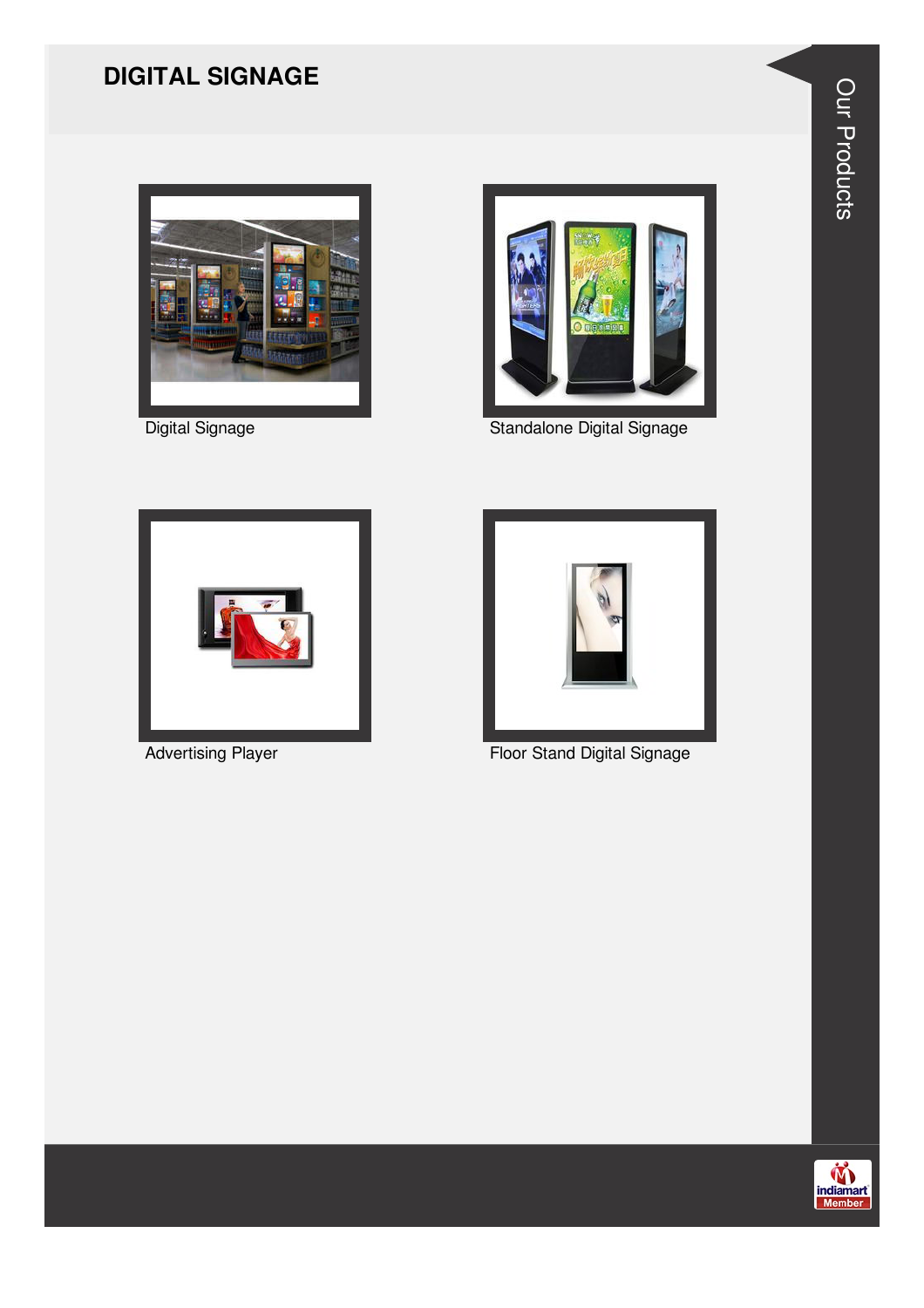# DIGITAL SIGNAGE

Digital Signage

Standalone Digital Signage

Advertising Player

Floor Stand Digital Signage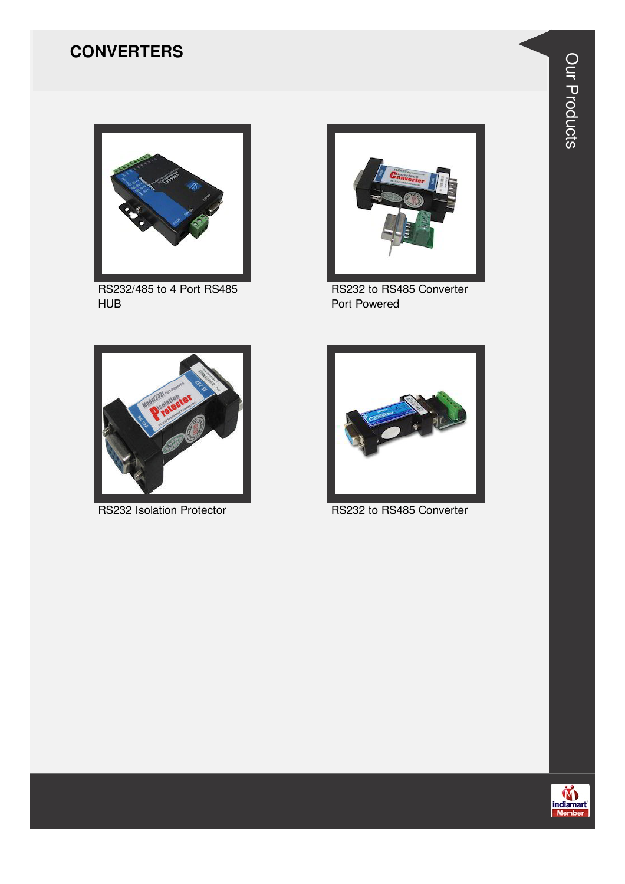# CONVERTERS

RS232/485 to 4 Port RS485 HUB

RS232 to RS485 Converter Port Powered

RS232 Isolation Protector

RS232 to RS485 Converter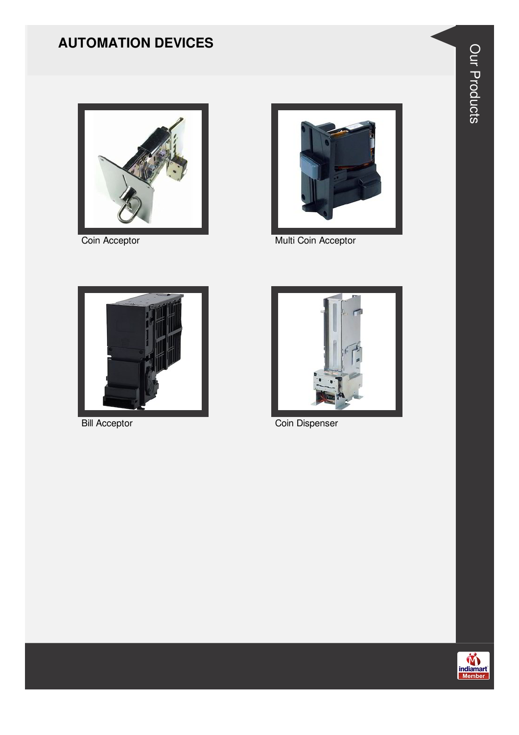## AUTOMATION DEVICES

Coin Acceptor

Multi Coin Acceptor

Bill Acceptor

Coin Dispenser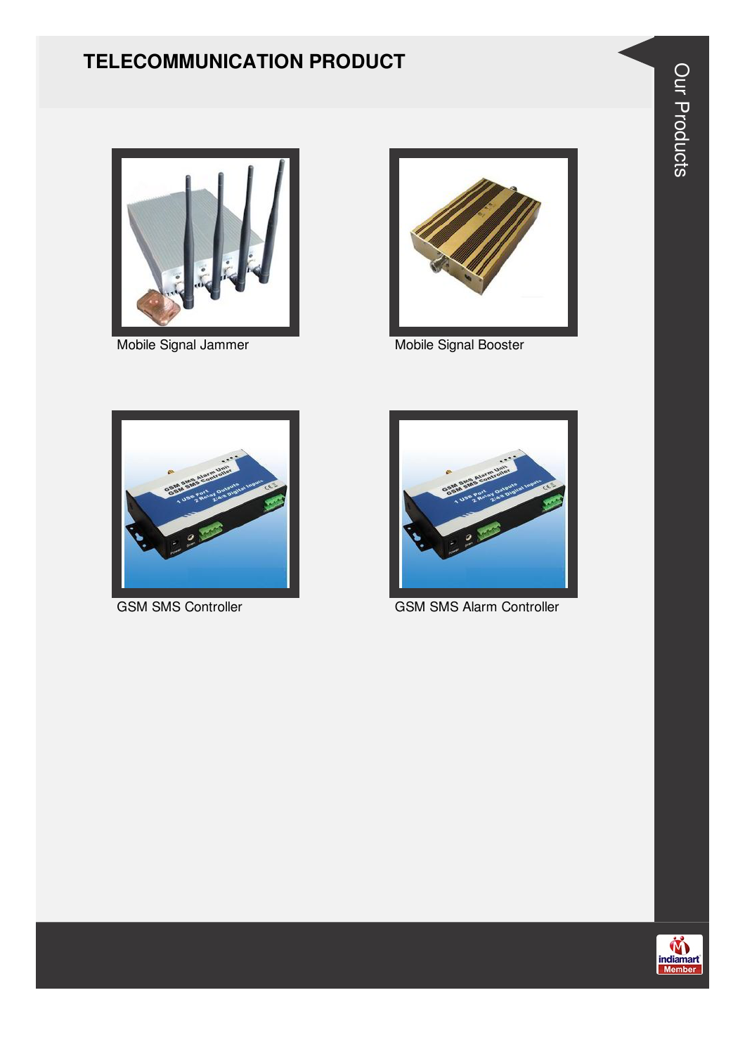## TELECOMMUNICATION PRODUCT

Mobile Signal Jammer

Mobile Signal Booster

GSM SMS Controller

GSM SMS Alarm Controller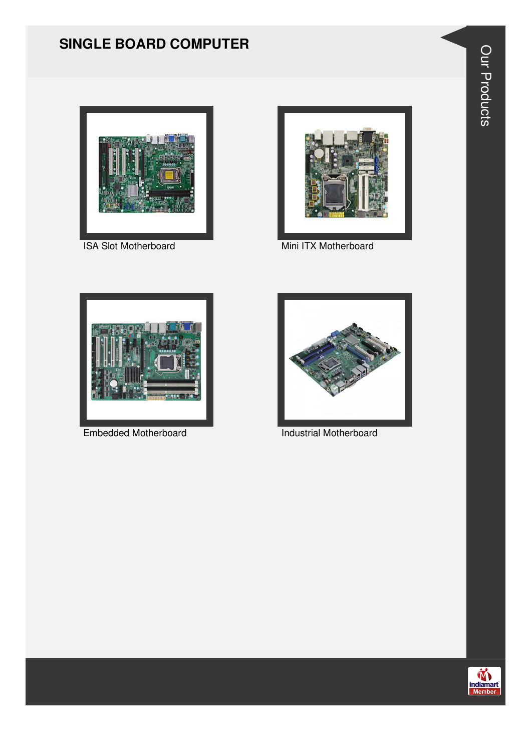## SINGLE BOARD COMPUTER

ISA Slot Motherboard

Mini ITX Motherboard

Embedded Motherboard

Industrial Motherboard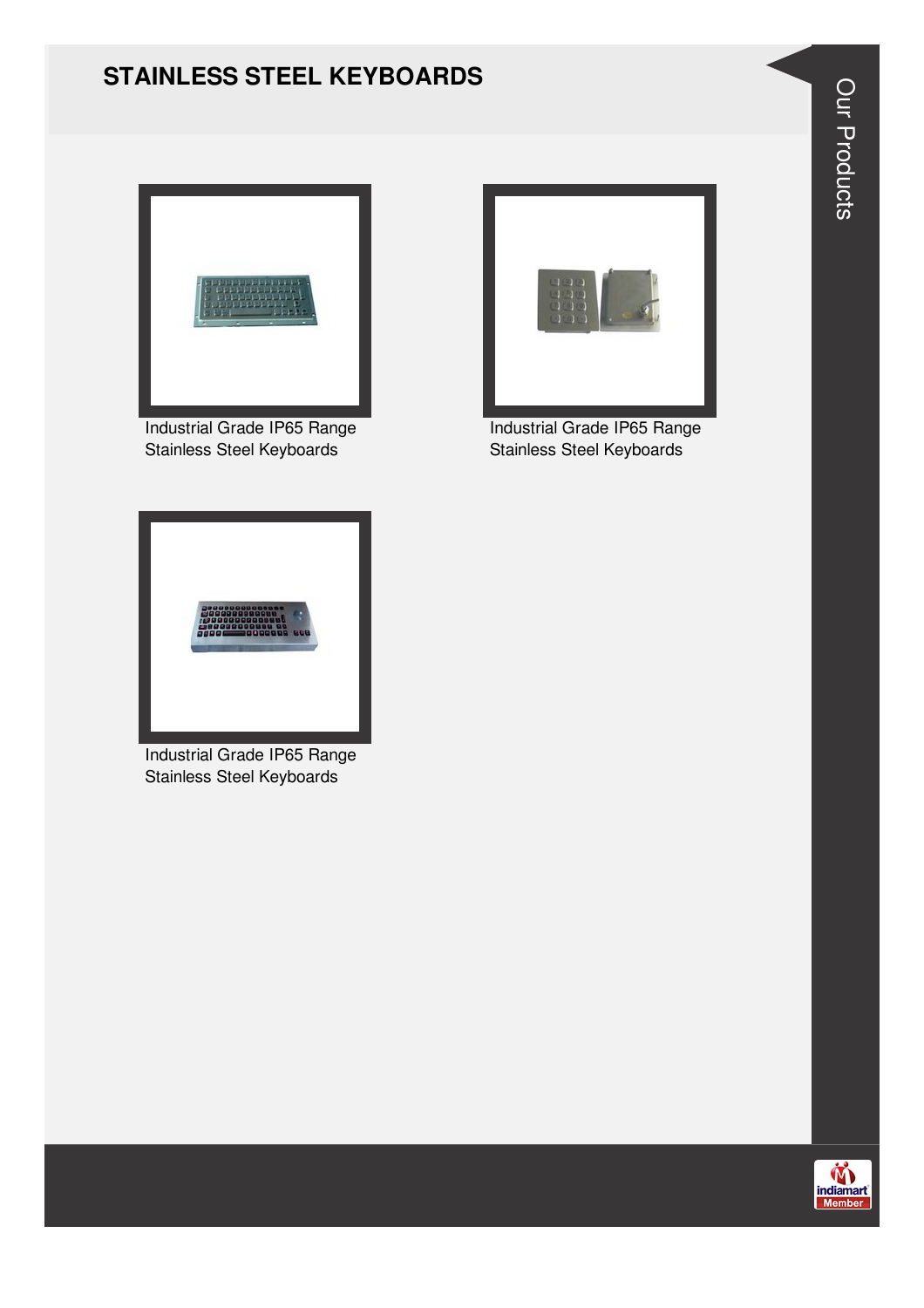# STAINLESS STEEL KEYBOARDS

Industrial Grade IP65 Range Stainless Steel Keyboards

Industrial Grade IP65 Range Stainless Steel Keyboards

Industrial Grade IP65 Range Stainless Steel Keyboards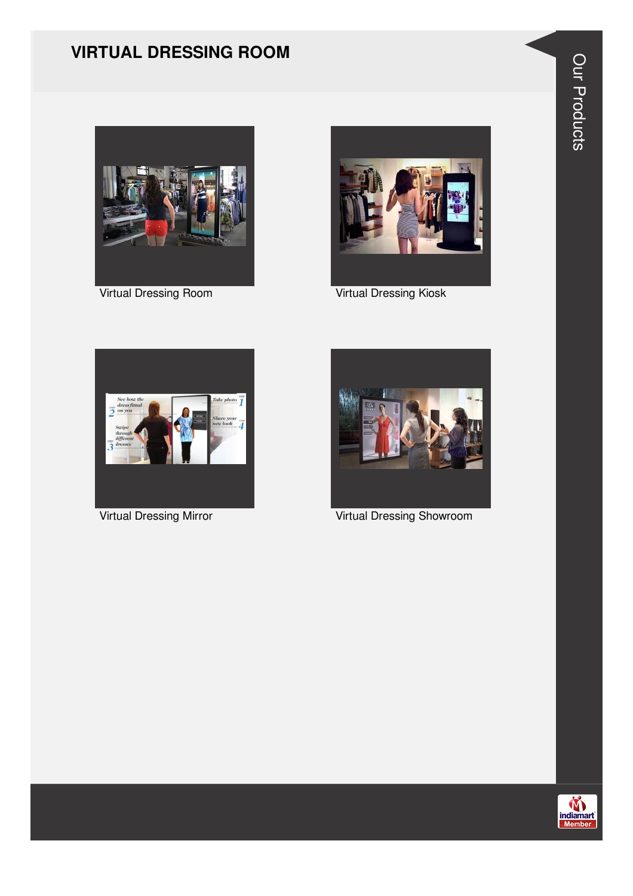# VIRTUAL DRESSING ROOM

Virtual Dressing Room

Virtual Dressing Kiosk

Virtual Dressing Mirror

Virtual Dressing Showroom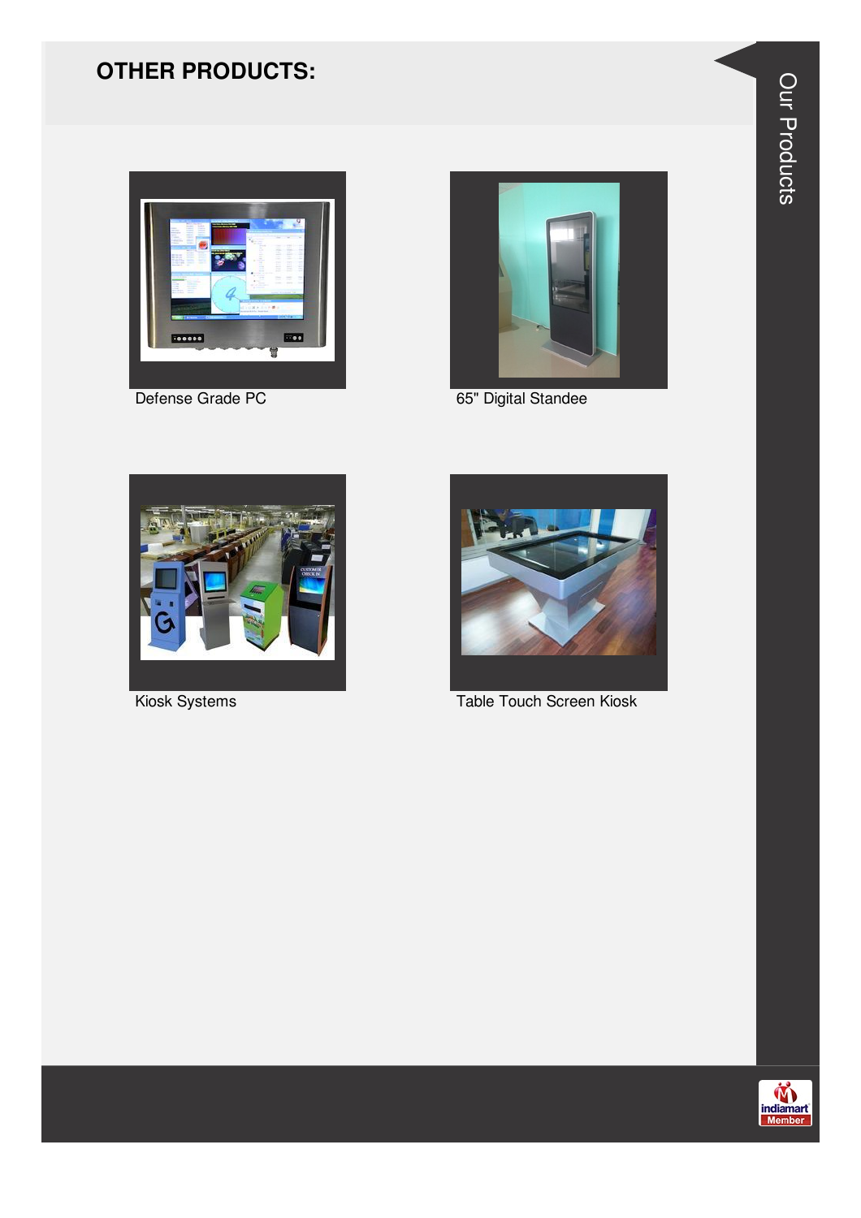## OTHER PRODUCTS:

Defense Grade PC

65" Digital Standee

Kiosk Systems

Table Touch Screen Kiosk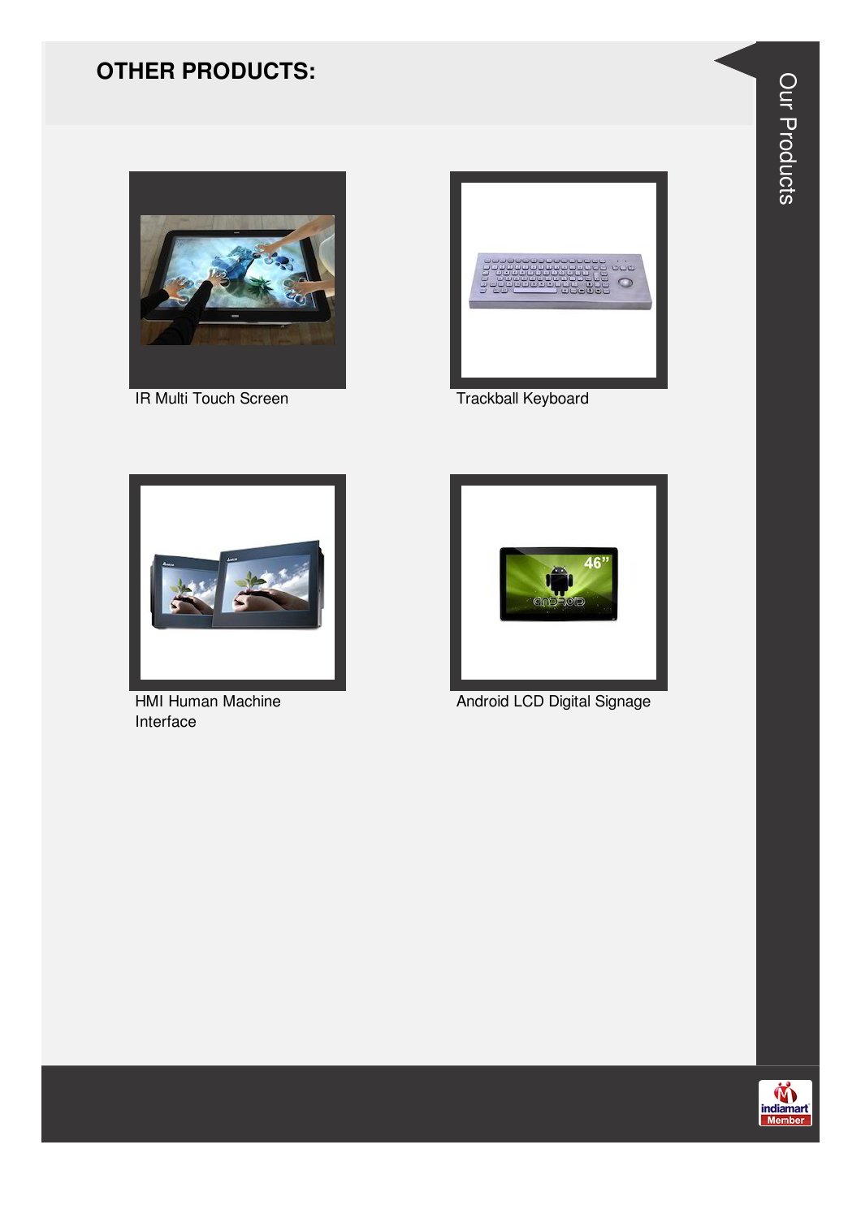## OTHER PRODUCTS:

IR Multi Touch Screen

Trackball Keyboard

HMI Human Machine Interface

Android LCD Digital Signage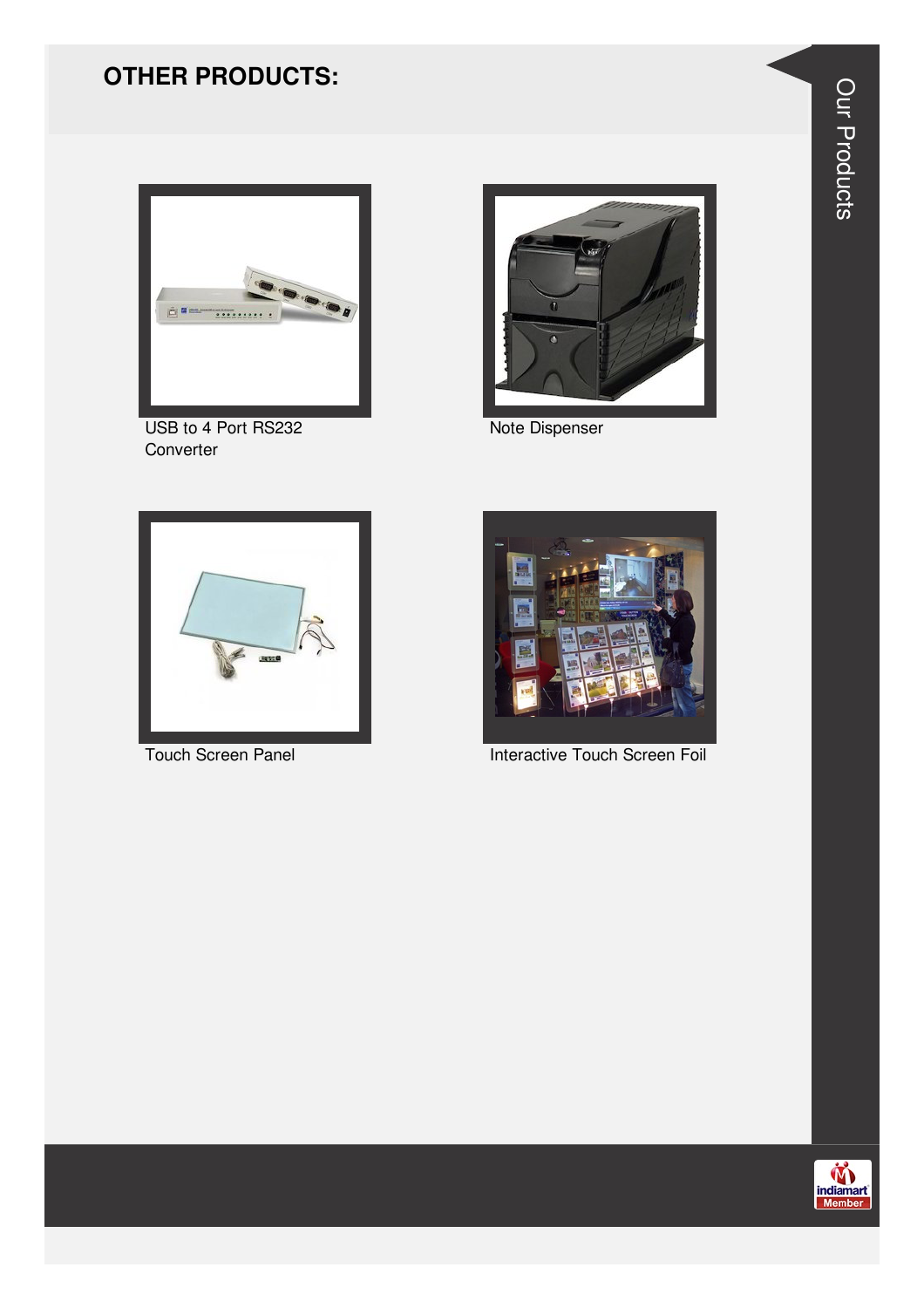# OTHER PRODUCTS:

USB to 4 Port RS232 Converter

Note Dispenser

Touch Screen Panel

Interactive Touch Screen Foil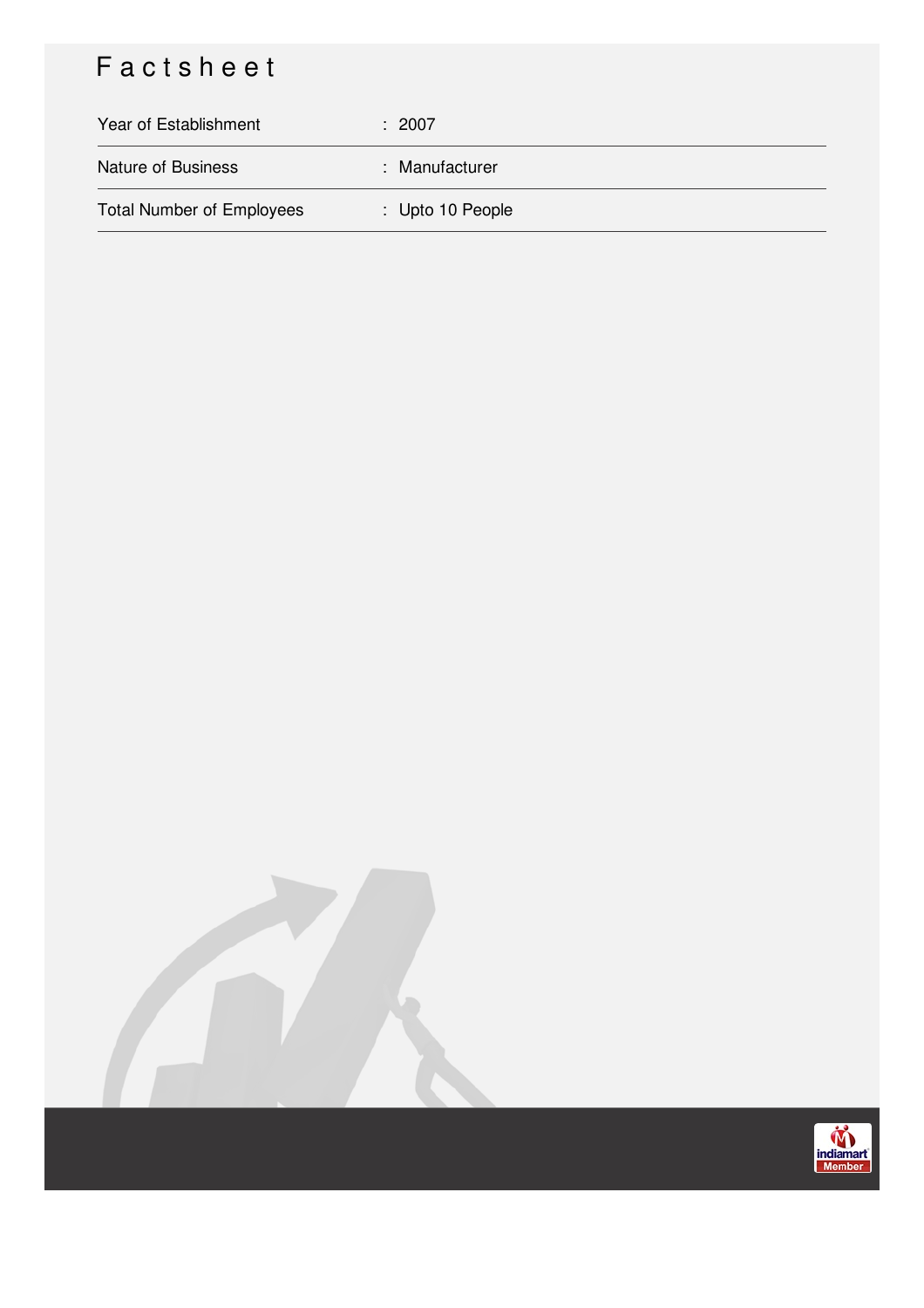# Factsheet

| | |
|---|---|
| Year of Establishment | : 2007 |
| Nature of Business | : Manufacturer |
| Total Number of Employees | : Upto 10 People |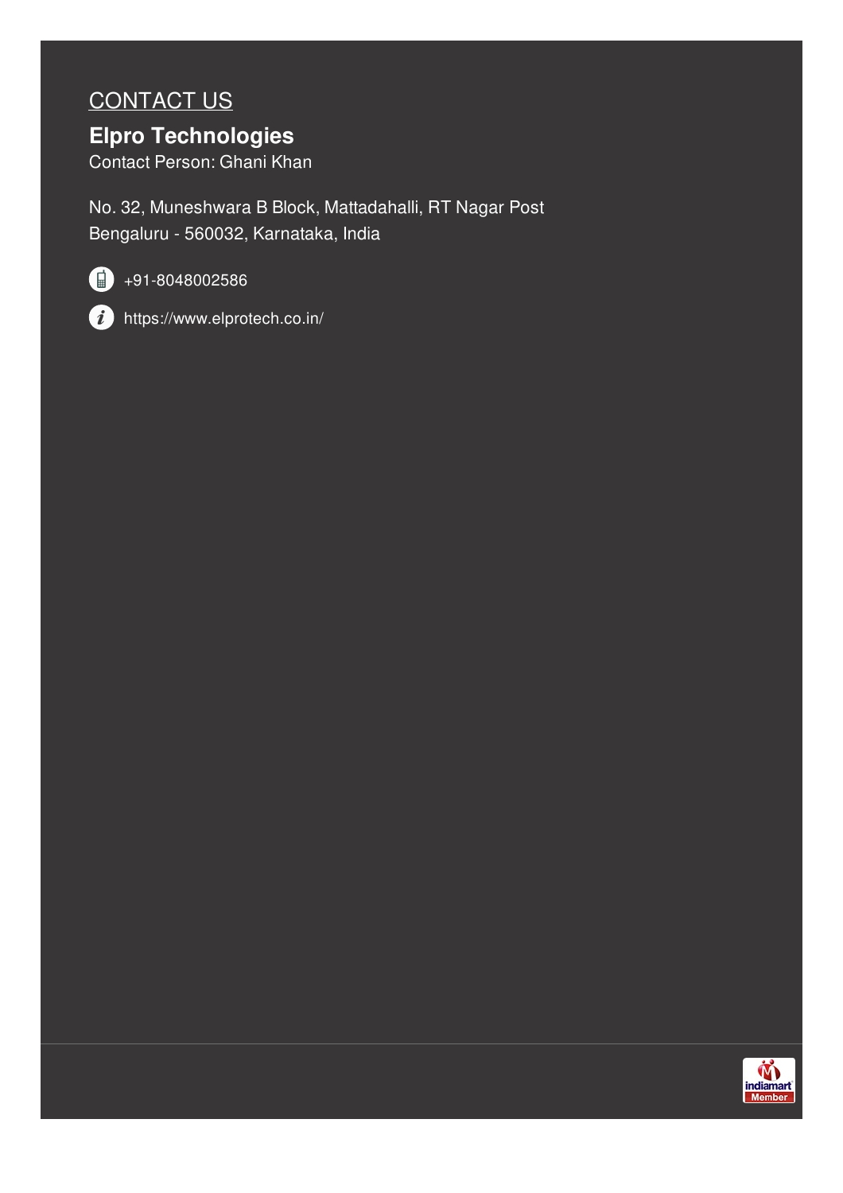## CONTACT US

### Elpro Technologies

Contact Person: Ghani Khan

No. 32, Muneshwara B Block, Mattadahalli, RT Nagar Post
Bengaluru - 560032, Karnataka, India

+91-8048002586

https://www.elprotech.co.in/